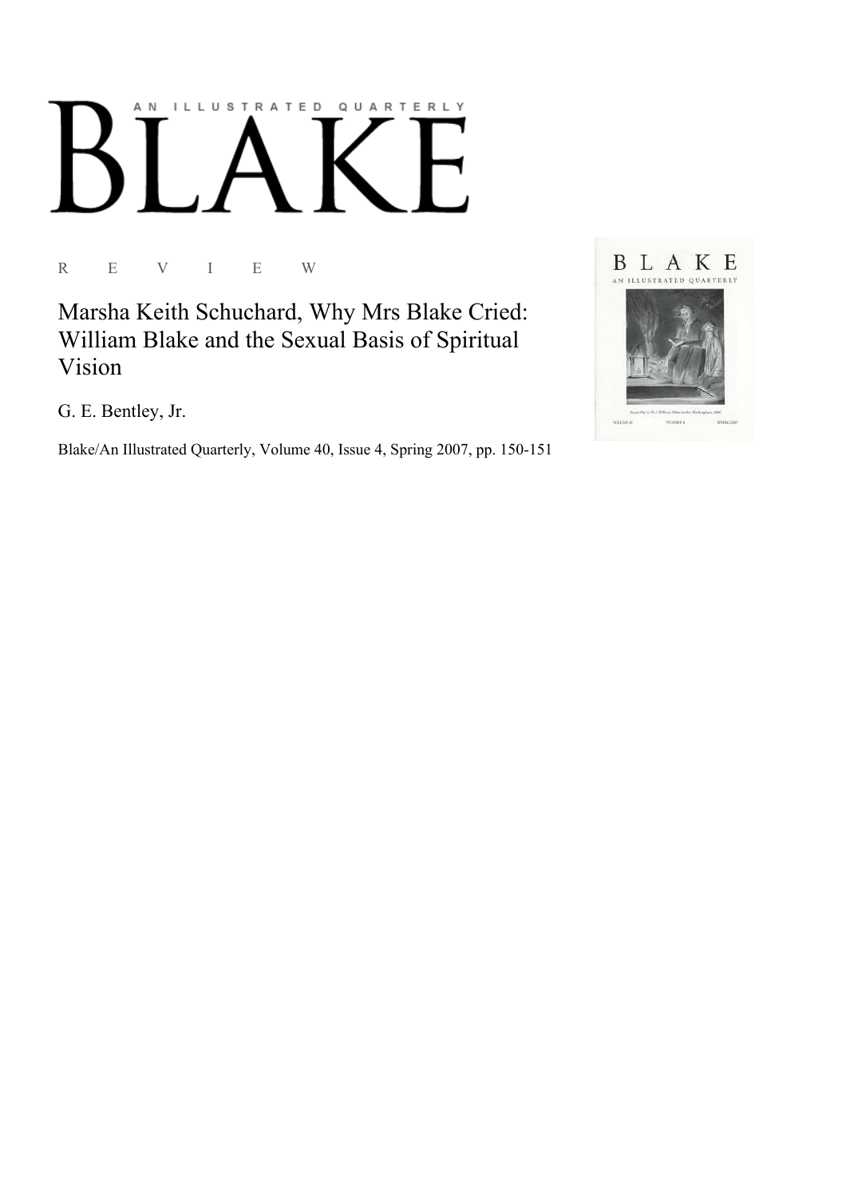AN ILLUSTRATED QUARTERLY

# BLAKE

R E V I E W

## Marsha Keith Schuchard, Why Mrs Blake Cried: William Blake and the Sexual Basis of Spiritual Vision

G. E. Bentley, Jr.

Blake/An Illustrated Quarterly, Volume 40, Issue 4, Spring 2007, pp. 150-151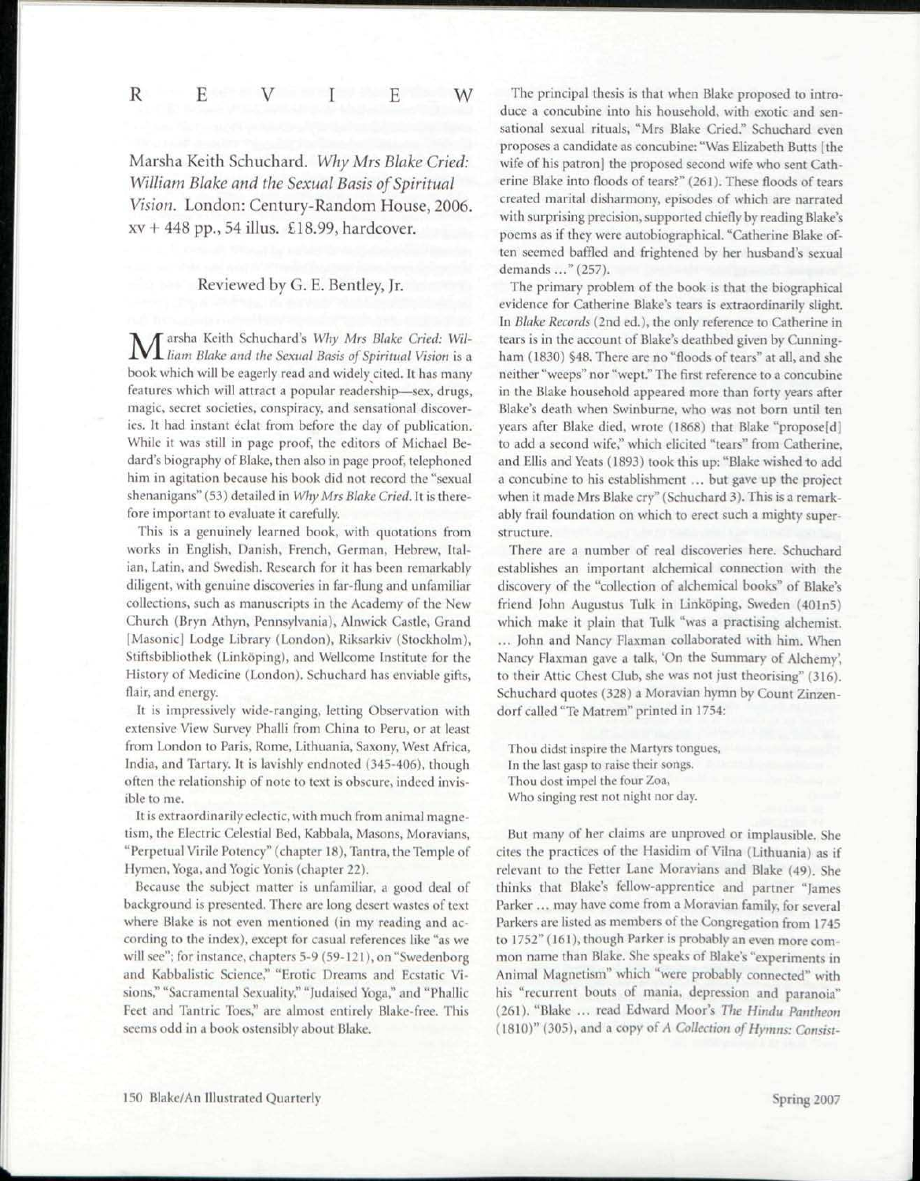# R E V I E W

Marsha Keith Schuchard. *Why Mrs Blake Cried: William Blake and the Sexual Basis of Spiritual Vision*. London: Century-Random House, 2006. xv + 448 pp., 54 illus. £18.99, hardcover.

Reviewed by G. E. Bentley, Jr.

Marsha Keith Schuchard's *Why Mrs Blake Cried: William Blake and the Sexual Basis of Spiritual Vision* is a book which will be eagerly read and widely cited. It has many features which will attract a popular readership—sex, drugs, magic, secret societies, conspiracy, and sensational discoveries. It had instant éclat from before the day of publication. While it was still in page proof, the editors of Michael Bedard's biography of Blake, then also in page proof, telephoned him in agitation because his book did not record the "sexual shenanigans" (53) detailed in *Why Mrs Blake Cried*. It is therefore important to evaluate it carefully.

This is a genuinely learned book, with quotations from works in English, Danish, French, German, Hebrew, Italian, Latin, and Swedish. Research for it has been remarkably diligent, with genuine discoveries in far-flung and unfamiliar collections, such as manuscripts in the Academy of the New Church (Bryn Athyn, Pennsylvania), Alnwick Castle, Grand [Masonic] Lodge Library (London), Riksarkiv (Stockholm), Stiftsbibliothek (Linköping), and Wellcome Institute for the History of Medicine (London). Schuchard has enviable gifts, flair, and energy.

It is impressively wide-ranging, letting Observation with extensive View Survey Phalli from China to Peru, or at least from London to Paris, Rome, Lithuania, Saxony, West Africa, India, and Tartary. It is lavishly endnoted (345-406), though often the relationship of note to text is obscure, indeed invisible to me.

It is extraordinarily eclectic, with much from animal magnetism, the Electric Celestial Bed, Kabbala, Masons, Moravians, "Perpetual Virile Potency" (chapter 18), Tantra, the Temple of Hymen, Yoga, and Yogic Yonis (chapter 22).

Because the subject matter is unfamiliar, a good deal of background is presented. There are long desert wastes of text where Blake is not even mentioned (in my reading and according to the index), except for casual references like "as we will see"; for instance, chapters 5-9 (59-121), on "Swedenborg and Kabbalistic Science," "Erotic Dreams and Ecstatic Visions," "Sacramental Sexuality," "Judaised Yoga," and "Phallic Feet and Tantric Toes," are almost entirely Blake-free. This seems odd in a book ostensibly about Blake.

The principal thesis is that when Blake proposed to introduce a concubine into his household, with exotic and sensational sexual rituals, "Mrs Blake Cried." Schuchard even proposes a candidate as concubine: "Was Elizabeth Butts [the wife of his patron] the proposed second wife who sent Catherine Blake into floods of tears?" (261). These floods of tears created marital disharmony, episodes of which are narrated with surprising precision, supported chiefly by reading Blake's poems as if they were autobiographical. "Catherine Blake often seemed baffled and frightened by her husband's sexual demands ..." (257).

The primary problem of the book is that the biographical evidence for Catherine Blake's tears is extraordinarily slight. In *Blake Records* (2nd ed.), the only reference to Catherine in tears is in the account of Blake's deathbed given by Cunningham (1830) §48. There are no "floods of tears" at all, and she neither "weeps" nor "wept." The first reference to a concubine in the Blake household appeared more than forty years after Blake's death when Swinburne, who was not born until ten years after Blake died, wrote (1868) that Blake "propose[d] to add a second wife," which elicited "tears" from Catherine, and Ellis and Yeats (1893) took this up: "Blake wished to add a concubine to his establishment ... but gave up the project when it made Mrs Blake cry" (Schuchard 3). This is a remarkably frail foundation on which to erect such a mighty superstructure.

There are a number of real discoveries here. Schuchard establishes an important alchemical connection with the discovery of the "collection of alchemical books" of Blake's friend John Augustus Tulk in Linköping, Sweden (401n5) which make it plain that Tulk "was a practising alchemist. ... John and Nancy Flaxman collaborated with him. When Nancy Flaxman gave a talk, 'On the Summary of Alchemy', to their Attic Chest Club, she was not just theorising" (316). Schuchard quotes (328) a Moravian hymn by Count Zinzendorf called "Te Matrem" printed in 1754:

> Thou didst inspire the Martyrs tongues,
> In the last gasp to raise their songs.
> Thou dost impel the four Zoa,
> Who singing rest not night nor day.

But many of her claims are unproved or implausible. She cites the practices of the Hasidim of Vilna (Lithuania) as if relevant to the Fetter Lane Moravians and Blake (49). She thinks that Blake's fellow-apprentice and partner "James Parker ... may have come from a Moravian family, for several Parkers are listed as members of the Congregation from 1745 to 1752" (161), though Parker is probably an even more common name than Blake. She speaks of Blake's "experiments in Animal Magnetism" which "were probably connected" with his "recurrent bouts of mania, depression and paranoia" (261). "Blake ... read Edward Moor's *The Hindu Pantheon* (1810)" (305), and a copy of *A Collection of Hymns: Consist-*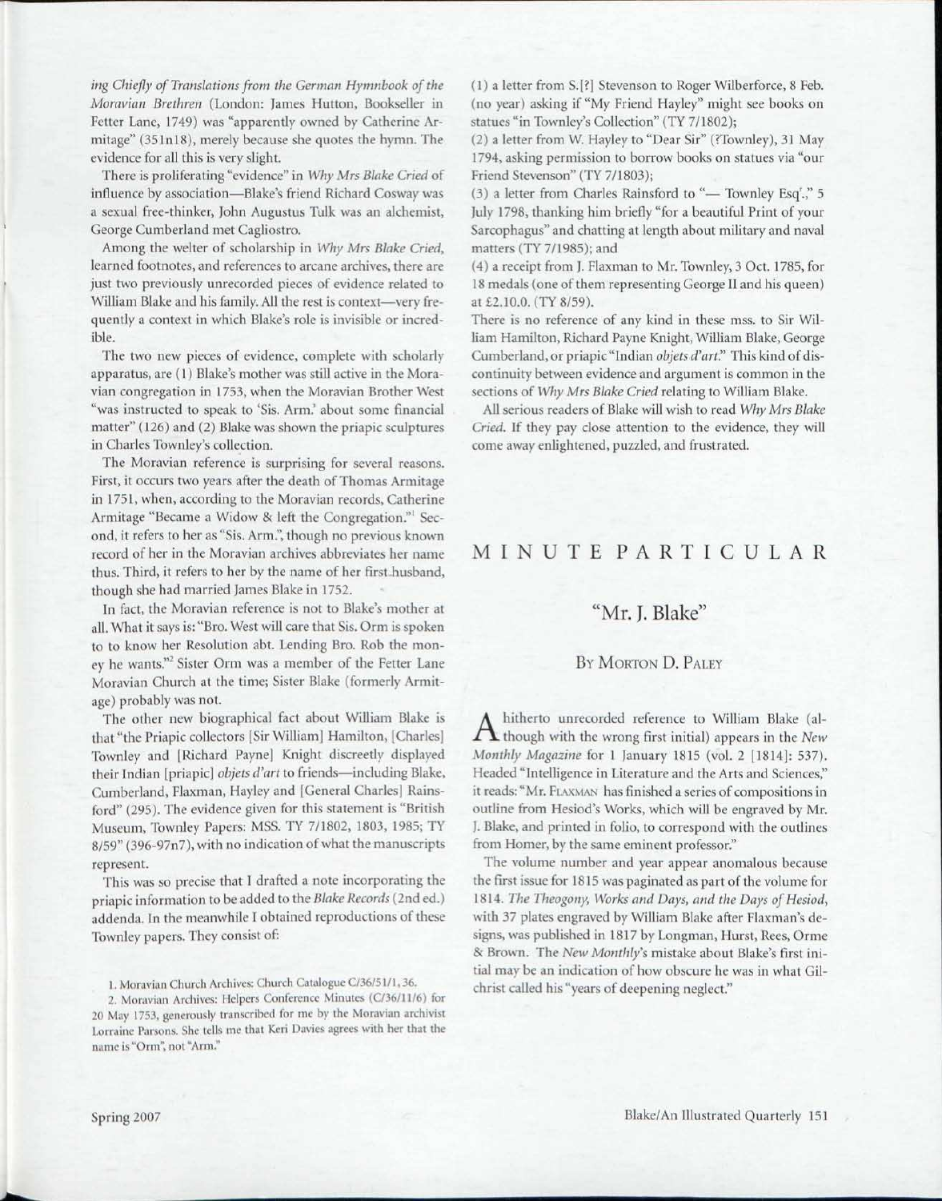*ing Chiefly of Translations from the German Hymnbook of the Moravian Brethren* (London: James Hutton, Bookseller in Fetter Lane, 1749) was "apparently owned by Catherine Armitage" (351n18), merely because she quotes the hymn. The evidence for all this is very slight.

There is proliferating "evidence" in *Why Mrs Blake Cried* of influence by association—Blake's friend Richard Cosway was a sexual free-thinker, John Augustus Tulk was an alchemist, George Cumberland met Cagliostro.

Among the welter of scholarship in *Why Mrs Blake Cried*, learned footnotes, and references to arcane archives, there are just two previously unrecorded pieces of evidence related to William Blake and his family. All the rest is context—very frequently a context in which Blake's role is invisible or incredible.

The two new pieces of evidence, complete with scholarly apparatus, are (1) Blake's mother was still active in the Moravian congregation in 1753, when the Moravian Brother West "was instructed to speak to 'Sis. Arm.' about some financial matter" (126) and (2) Blake was shown the priapic sculptures in Charles Townley's collection.

The Moravian reference is surprising for several reasons. First, it occurs two years after the death of Thomas Armitage in 1751, when, according to the Moravian records, Catherine Armitage "Became a Widow & left the Congregation."[1] Second, it refers to her as "Sis. Arm.", though no previous known record of her in the Moravian archives abbreviates her name thus. Third, it refers to her by the name of her first husband, though she had married James Blake in 1752.

In fact, the Moravian reference is not to Blake's mother at all. What it says is: "Bro. West will care that Sis. Orm is spoken to to know her Resolution abt. Lending Bro. Rob the money he wants."[2] Sister Orm was a member of the Fetter Lane Moravian Church at the time; Sister Blake (formerly Armitage) probably was not.

The other new biographical fact about William Blake is that "the Priapic collectors [Sir William] Hamilton, [Charles] Townley and [Richard Payne] Knight discreetly displayed their Indian [priapic] *objets d'art* to friends—including Blake, Cumberland, Flaxman, Hayley and [General Charles] Rainsford" (295). The evidence given for this statement is "British Museum, Townley Papers: MSS. TY 7/1802, 1803, 1985; TY 8/59" (396-97n7), with no indication of what the manuscripts represent.

This was so precise that I drafted a note incorporating the priapic information to be added to the *Blake Records* (2nd ed.) addenda. In the meanwhile I obtained reproductions of these Townley papers. They consist of:

(1) a letter from S.[?] Stevenson to Roger Wilberforce, 8 Feb. (no year) asking if "My Friend Hayley" might see books on statues "in Townley's Collection" (TY 7/1802);

(2) a letter from W. Hayley to "Dear Sir" (?Townley), 31 May 1794, asking permission to borrow books on statues via "our Friend Stevenson" (TY 7/1803);

(3) a letter from Charles Rainsford to "— Townley Esq'." 5 July 1798, thanking him briefly "for a beautiful Print of your Sarcophagus" and chatting at length about military and naval matters (TY 7/1985); and

(4) a receipt from J. Flaxman to Mr. Townley, 3 Oct. 1785, for 18 medals (one of them representing George II and his queen) at £2.10.0. (TY 8/59).

There is no reference of any kind in these mss. to Sir William Hamilton, Richard Payne Knight, William Blake, George Cumberland, or priapic "Indian *objets d'art*." This kind of discontinuity between evidence and argument is common in the sections of *Why Mrs Blake Cried* relating to William Blake.

All serious readers of Blake will wish to read *Why Mrs Blake Cried*. If they pay close attention to the evidence, they will come away enlightened, puzzled, and frustrated.

1. Moravian Church Archives: Church Catalogue C/36/51/1, 36.

2. Moravian Archives: Helpers Conference Minutes (C/36/11/6) for 20 May 1753, generously transcribed for me by the Moravian archivist Lorraine Parsons. She tells me that Keri Davies agrees with her that the name is "Orm", not "Arm."

# MINUTE PARTICULAR

## "Mr. J. Blake"

### By Morton D. Paley

A hitherto unrecorded reference to William Blake (although with the wrong first initial) appears in the *New Monthly Magazine* for 1 January 1815 (vol. 2 [1814]: 537). Headed "Intelligence in Literature and the Arts and Sciences," it reads: "Mr. Flaxman has finished a series of compositions in outline from Hesiod's Works, which will be engraved by Mr. J. Blake, and printed in folio, to correspond with the outlines from Homer, by the same eminent professor."

The volume number and year appear anomalous because the first issue for 1815 was paginated as part of the volume for 1814. *The Theogony, Works and Days, and the Days of Hesiod*, with 37 plates engraved by William Blake after Flaxman's designs, was published in 1817 by Longman, Hurst, Rees, Orme & Brown. The *New Monthly*'s mistake about Blake's first initial may be an indication of how obscure he was in what Gilchrist called his "years of deepening neglect."